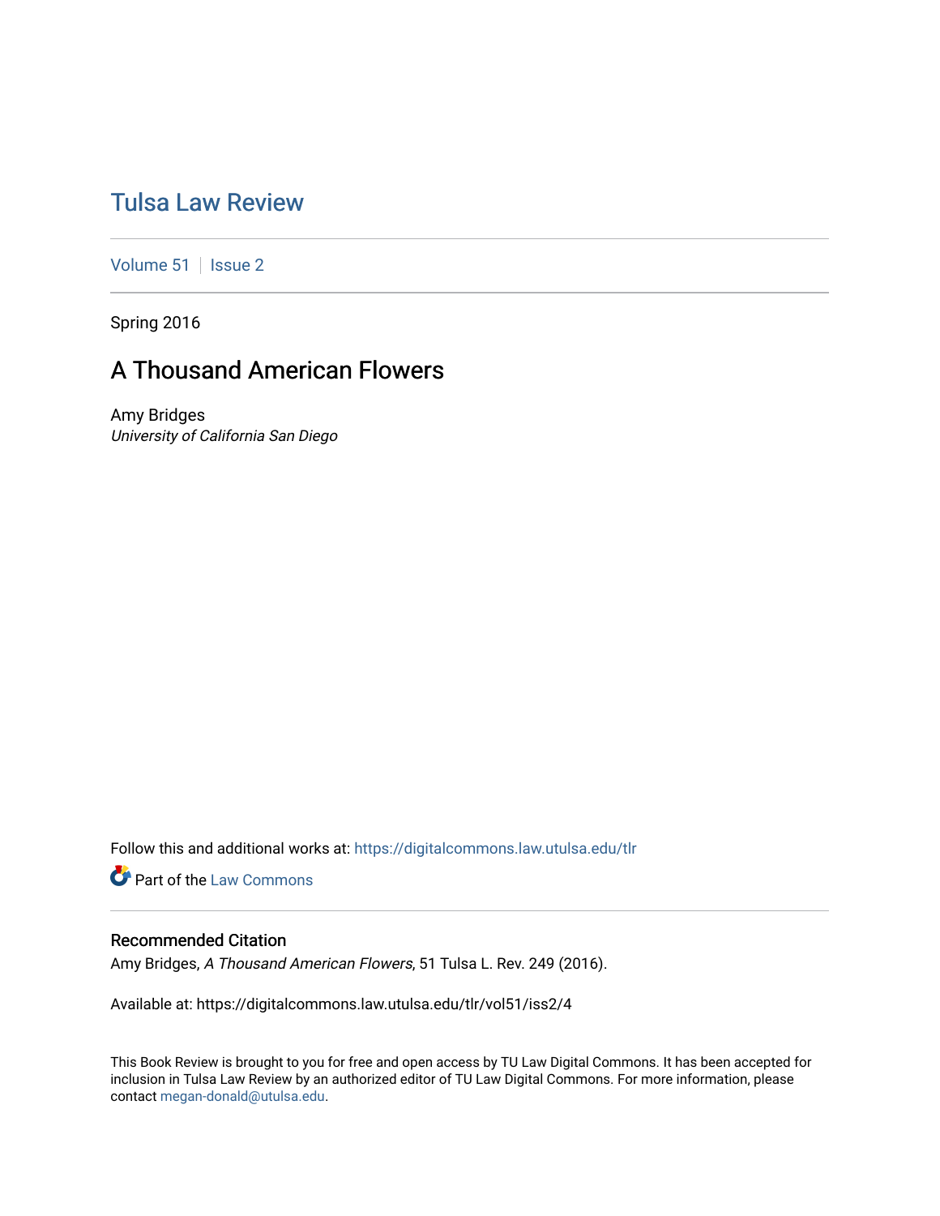# Tulsa Law Review

Volume 51 | Issue 2

Spring 2016

## A Thousand American Flowers

Amy Bridges
*University of California San Diego*

Follow this and additional works at: https://digitalcommons.law.utulsa.edu/tlr

Part of the Law Commons

### Recommended Citation

Amy Bridges, *A Thousand American Flowers*, 51 Tulsa L. Rev. 249 (2016).

Available at: https://digitalcommons.law.utulsa.edu/tlr/vol51/iss2/4

This Book Review is brought to you for free and open access by TU Law Digital Commons. It has been accepted for inclusion in Tulsa Law Review by an authorized editor of TU Law Digital Commons. For more information, please contact megan-donald@utulsa.edu.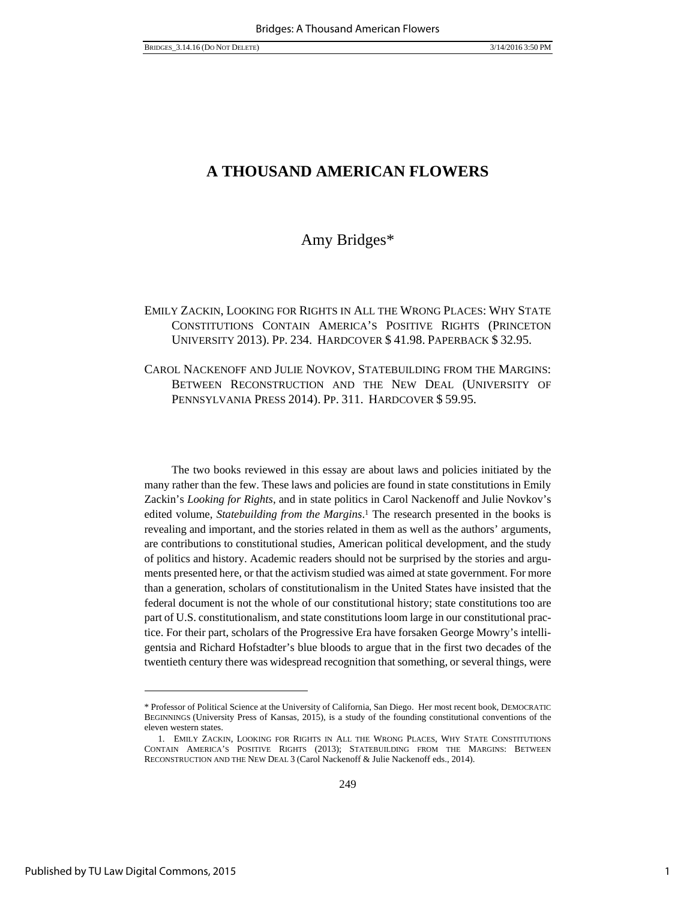# A THOUSAND AMERICAN FLOWERS

Amy Bridges*

EMILY ZACKIN, LOOKING FOR RIGHTS IN ALL THE WRONG PLACES: WHY STATE CONSTITUTIONS CONTAIN AMERICA'S POSITIVE RIGHTS (PRINCETON UNIVERSITY 2013). PP. 234. HARDCOVER $ 41.98. PAPERBACK $ 32.95.

CAROL NACKENOFF AND JULIE NOVKOV, STATEBUILDING FROM THE MARGINS: BETWEEN RECONSTRUCTION AND THE NEW DEAL (UNIVERSITY OF PENNSYLVANIA PRESS 2014). PP. 311. HARDCOVER $ 59.95.

The two books reviewed in this essay are about laws and policies initiated by the many rather than the few. These laws and policies are found in state constitutions in Emily Zackin's *Looking for Rights*, and in state politics in Carol Nackenoff and Julie Novkov's edited volume, *Statebuilding from the Margins*.[1] The research presented in the books is revealing and important, and the stories related in them as well as the authors' arguments, are contributions to constitutional studies, American political development, and the study of politics and history. Academic readers should not be surprised by the stories and arguments presented here, or that the activism studied was aimed at state government. For more than a generation, scholars of constitutionalism in the United States have insisted that the federal document is not the whole of our constitutional history; state constitutions too are part of U.S. constitutionalism, and state constitutions loom large in our constitutional practice. For their part, scholars of the Progressive Era have forsaken George Mowry's intelligentsia and Richard Hofstadter's blue bloods to argue that in the first two decades of the twentieth century there was widespread recognition that something, or several things, were

---

\* Professor of Political Science at the University of California, San Diego. Her most recent book, DEMOCRATIC BEGINNINGS (University Press of Kansas, 2015), is a study of the founding constitutional conventions of the eleven western states.

1. EMILY ZACKIN, LOOKING FOR RIGHTS IN ALL THE WRONG PLACES, WHY STATE CONSTITUTIONS CONTAIN AMERICA'S POSITIVE RIGHTS (2013); STATEBUILDING FROM THE MARGINS: BETWEEN RECONSTRUCTION AND THE NEW DEAL 3 (Carol Nackenoff & Julie Nackenoff eds., 2014).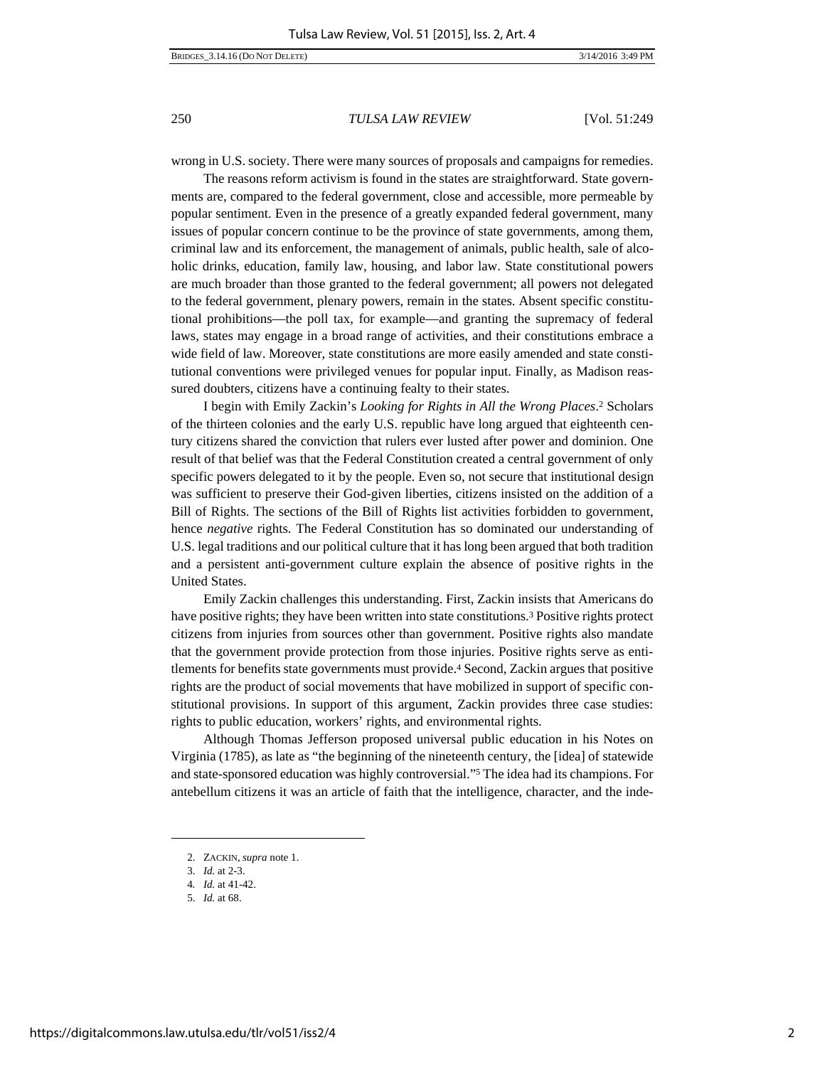wrong in U.S. society. There were many sources of proposals and campaigns for remedies.

The reasons reform activism is found in the states are straightforward. State governments are, compared to the federal government, close and accessible, more permeable by popular sentiment. Even in the presence of a greatly expanded federal government, many issues of popular concern continue to be the province of state governments, among them, criminal law and its enforcement, the management of animals, public health, sale of alcoholic drinks, education, family law, housing, and labor law. State constitutional powers are much broader than those granted to the federal government; all powers not delegated to the federal government, plenary powers, remain in the states. Absent specific constitutional prohibitions—the poll tax, for example—and granting the supremacy of federal laws, states may engage in a broad range of activities, and their constitutions embrace a wide field of law. Moreover, state constitutions are more easily amended and state constitutional conventions were privileged venues for popular input. Finally, as Madison reassured doubters, citizens have a continuing fealty to their states.

I begin with Emily Zackin's *Looking for Rights in All the Wrong Places*.[2] Scholars of the thirteen colonies and the early U.S. republic have long argued that eighteenth century citizens shared the conviction that rulers ever lusted after power and dominion. One result of that belief was that the Federal Constitution created a central government of only specific powers delegated to it by the people. Even so, not secure that institutional design was sufficient to preserve their God-given liberties, citizens insisted on the addition of a Bill of Rights. The sections of the Bill of Rights list activities forbidden to government, hence *negative* rights. The Federal Constitution has so dominated our understanding of U.S. legal traditions and our political culture that it has long been argued that both tradition and a persistent anti-government culture explain the absence of positive rights in the United States.

Emily Zackin challenges this understanding. First, Zackin insists that Americans do have positive rights; they have been written into state constitutions.[3] Positive rights protect citizens from injuries from sources other than government. Positive rights also mandate that the government provide protection from those injuries. Positive rights serve as entitlements for benefits state governments must provide.[4] Second, Zackin argues that positive rights are the product of social movements that have mobilized in support of specific constitutional provisions. In support of this argument, Zackin provides three case studies: rights to public education, workers' rights, and environmental rights.

Although Thomas Jefferson proposed universal public education in his Notes on Virginia (1785), as late as "the beginning of the nineteenth century, the [idea] of statewide and state-sponsored education was highly controversial."[5] The idea had its champions. For antebellum citizens it was an article of faith that the intelligence, character, and the inde-

---

2. ZACKIN, *supra* note 1.
3. *Id.* at 2-3.
4. *Id.* at 41-42.
5. *Id.* at 68.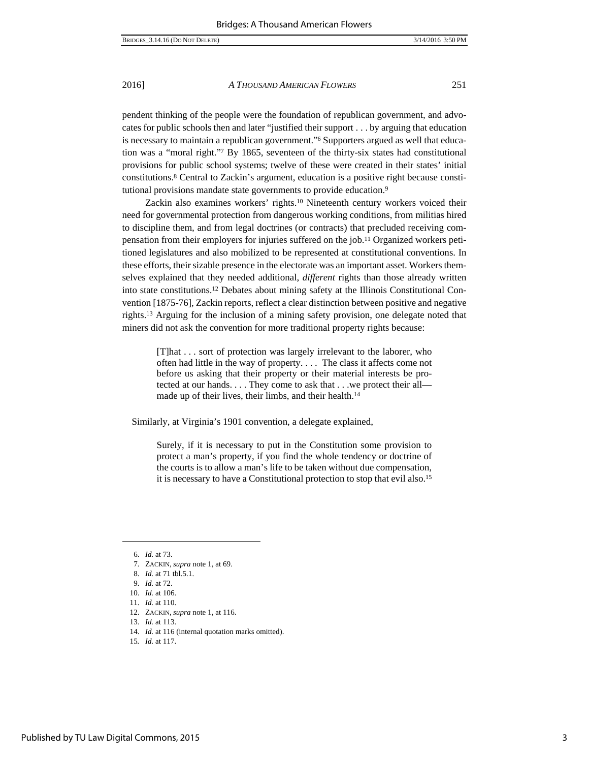pendent thinking of the people were the foundation of republican government, and advocates for public schools then and later "justified their support . . . by arguing that education is necessary to maintain a republican government."[6] Supporters argued as well that education was a "moral right."[7] By 1865, seventeen of the thirty-six states had constitutional provisions for public school systems; twelve of these were created in their states' initial constitutions.[8] Central to Zackin's argument, education is a positive right because constitutional provisions mandate state governments to provide education.[9]

Zackin also examines workers' rights.[10] Nineteenth century workers voiced their need for governmental protection from dangerous working conditions, from militias hired to discipline them, and from legal doctrines (or contracts) that precluded receiving compensation from their employers for injuries suffered on the job.[11] Organized workers petitioned legislatures and also mobilized to be represented at constitutional conventions. In these efforts, their sizable presence in the electorate was an important asset. Workers themselves explained that they needed additional, *different* rights than those already written into state constitutions.[12] Debates about mining safety at the Illinois Constitutional Convention [1875-76], Zackin reports, reflect a clear distinction between positive and negative rights.[13] Arguing for the inclusion of a mining safety provision, one delegate noted that miners did not ask the convention for more traditional property rights because:

> [T]hat . . . sort of protection was largely irrelevant to the laborer, who often had little in the way of property. . . . The class it affects come not before us asking that their property or their material interests be protected at our hands. . . . They come to ask that . . .we protect their all—made up of their lives, their limbs, and their health.[14]

Similarly, at Virginia's 1901 convention, a delegate explained,

> Surely, if it is necessary to put in the Constitution some provision to protect a man's property, if you find the whole tendency or doctrine of the courts is to allow a man's life to be taken without due compensation, it is necessary to have a Constitutional protection to stop that evil also.[15]

---

6. *Id.* at 73.
7. ZACKIN, *supra* note 1, at 69.
8. *Id.* at 71 tbl.5.1.
9. *Id.* at 72.
10. *Id.* at 106.
11. *Id.* at 110.
12. ZACKIN, *supra* note 1, at 116.
13. *Id.* at 113.
14. *Id.* at 116 (internal quotation marks omitted).
15. *Id.* at 117.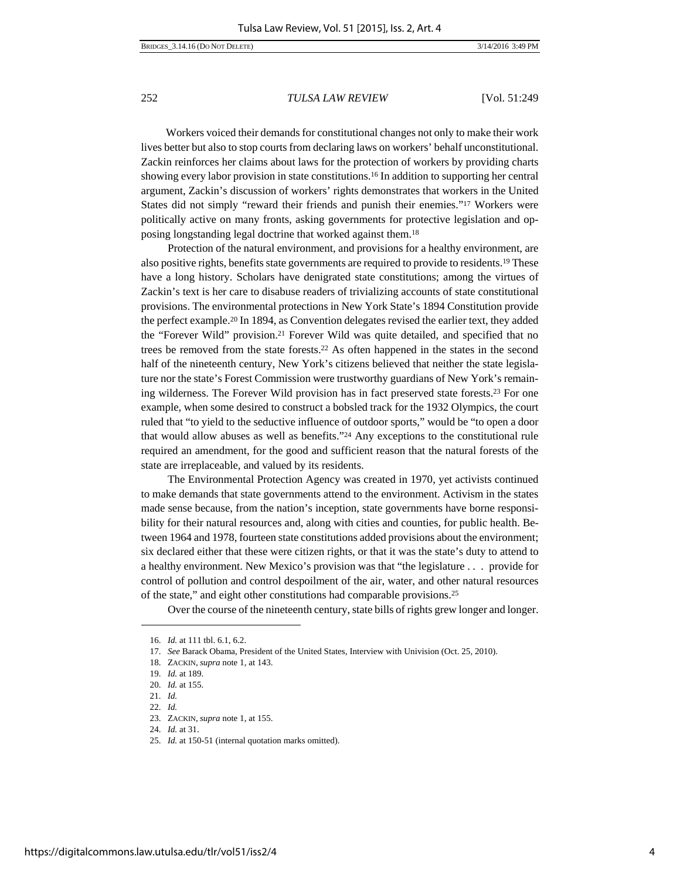Workers voiced their demands for constitutional changes not only to make their work lives better but also to stop courts from declaring laws on workers' behalf unconstitutional. Zackin reinforces her claims about laws for the protection of workers by providing charts showing every labor provision in state constitutions.[16] In addition to supporting her central argument, Zackin's discussion of workers' rights demonstrates that workers in the United States did not simply "reward their friends and punish their enemies."[17] Workers were politically active on many fronts, asking governments for protective legislation and opposing longstanding legal doctrine that worked against them.[18]

Protection of the natural environment, and provisions for a healthy environment, are also positive rights, benefits state governments are required to provide to residents.[19] These have a long history. Scholars have denigrated state constitutions; among the virtues of Zackin's text is her care to disabuse readers of trivializing accounts of state constitutional provisions. The environmental protections in New York State's 1894 Constitution provide the perfect example.[20] In 1894, as Convention delegates revised the earlier text, they added the "Forever Wild" provision.[21] Forever Wild was quite detailed, and specified that no trees be removed from the state forests.[22] As often happened in the states in the second half of the nineteenth century, New York's citizens believed that neither the state legislature nor the state's Forest Commission were trustworthy guardians of New York's remaining wilderness. The Forever Wild provision has in fact preserved state forests.[23] For one example, when some desired to construct a bobsled track for the 1932 Olympics, the court ruled that "to yield to the seductive influence of outdoor sports," would be "to open a door that would allow abuses as well as benefits."[24] Any exceptions to the constitutional rule required an amendment, for the good and sufficient reason that the natural forests of the state are irreplaceable, and valued by its residents.

The Environmental Protection Agency was created in 1970, yet activists continued to make demands that state governments attend to the environment. Activism in the states made sense because, from the nation's inception, state governments have borne responsibility for their natural resources and, along with cities and counties, for public health. Between 1964 and 1978, fourteen state constitutions added provisions about the environment; six declared either that these were citizen rights, or that it was the state's duty to attend to a healthy environment. New Mexico's provision was that "the legislature . . . provide for control of pollution and control despoilment of the air, water, and other natural resources of the state," and eight other constitutions had comparable provisions.[25]

Over the course of the nineteenth century, state bills of rights grew longer and longer.

---

16. *Id.* at 111 tbl. 6.1, 6.2.
17. *See* Barack Obama, President of the United States, Interview with Univision (Oct. 25, 2010).
18. ZACKIN, *supra* note 1, at 143.
19. *Id.* at 189.
20. *Id.* at 155.
21. *Id.*
22. *Id.*
23. ZACKIN, *supra* note 1, at 155.
24. *Id.* at 31.
25. *Id.* at 150-51 (internal quotation marks omitted).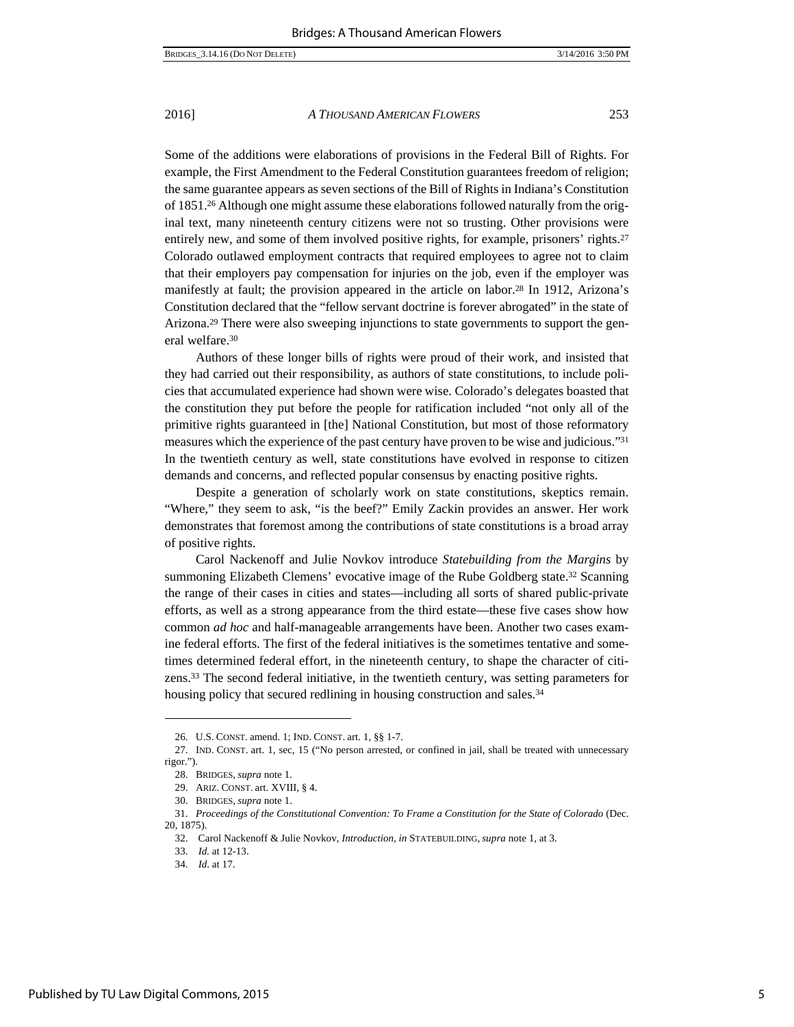Some of the additions were elaborations of provisions in the Federal Bill of Rights. For example, the First Amendment to the Federal Constitution guarantees freedom of religion; the same guarantee appears as seven sections of the Bill of Rights in Indiana's Constitution of 1851.[26] Although one might assume these elaborations followed naturally from the original text, many nineteenth century citizens were not so trusting. Other provisions were entirely new, and some of them involved positive rights, for example, prisoners' rights.[27] Colorado outlawed employment contracts that required employees to agree not to claim that their employers pay compensation for injuries on the job, even if the employer was manifestly at fault; the provision appeared in the article on labor.[28] In 1912, Arizona's Constitution declared that the "fellow servant doctrine is forever abrogated" in the state of Arizona.[29] There were also sweeping injunctions to state governments to support the general welfare.[30]

Authors of these longer bills of rights were proud of their work, and insisted that they had carried out their responsibility, as authors of state constitutions, to include policies that accumulated experience had shown were wise. Colorado's delegates boasted that the constitution they put before the people for ratification included "not only all of the primitive rights guaranteed in [the] National Constitution, but most of those reformatory measures which the experience of the past century have proven to be wise and judicious."[31] In the twentieth century as well, state constitutions have evolved in response to citizen demands and concerns, and reflected popular consensus by enacting positive rights.

Despite a generation of scholarly work on state constitutions, skeptics remain. "Where," they seem to ask, "is the beef?" Emily Zackin provides an answer. Her work demonstrates that foremost among the contributions of state constitutions is a broad array of positive rights.

Carol Nackenoff and Julie Novkov introduce *Statebuilding from the Margins* by summoning Elizabeth Clemens' evocative image of the Rube Goldberg state.[32] Scanning the range of their cases in cities and states—including all sorts of shared public-private efforts, as well as a strong appearance from the third estate—these five cases show how common *ad hoc* and half-manageable arrangements have been. Another two cases examine federal efforts. The first of the federal initiatives is the sometimes tentative and sometimes determined federal effort, in the nineteenth century, to shape the character of citizens.[33] The second federal initiative, in the twentieth century, was setting parameters for housing policy that secured redlining in housing construction and sales.[34]

---

26. U.S. CONST. amend. 1; IND. CONST. art. 1, §§ 1-7.

27. IND. CONST. art. 1, sec, 15 ("No person arrested, or confined in jail, shall be treated with unnecessary rigor.").

28. BRIDGES, *supra* note 1.

29. ARIZ. CONST. art. XVIII, § 4.

30. BRIDGES, *supra* note 1.

31. *Proceedings of the Constitutional Convention: To Frame a Constitution for the State of Colorado* (Dec. 20, 1875).

32. Carol Nackenoff & Julie Novkov, *Introduction*, *in* STATEBUILDING, *supra* note 1, at 3.

33. *Id.* at 12-13.

34. *Id.* at 17.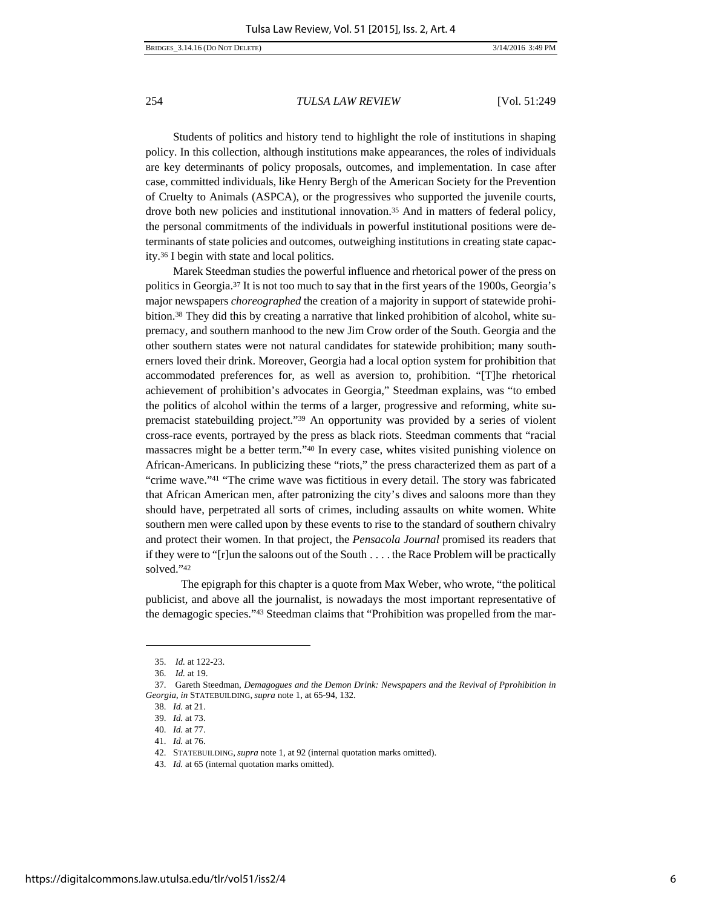Students of politics and history tend to highlight the role of institutions in shaping policy. In this collection, although institutions make appearances, the roles of individuals are key determinants of policy proposals, outcomes, and implementation. In case after case, committed individuals, like Henry Bergh of the American Society for the Prevention of Cruelty to Animals (ASPCA), or the progressives who supported the juvenile courts, drove both new policies and institutional innovation.[35] And in matters of federal policy, the personal commitments of the individuals in powerful institutional positions were determinants of state policies and outcomes, outweighing institutions in creating state capacity.[36] I begin with state and local politics.

Marek Steedman studies the powerful influence and rhetorical power of the press on politics in Georgia.[37] It is not too much to say that in the first years of the 1900s, Georgia's major newspapers *choreographed* the creation of a majority in support of statewide prohibition.[38] They did this by creating a narrative that linked prohibition of alcohol, white supremacy, and southern manhood to the new Jim Crow order of the South. Georgia and the other southern states were not natural candidates for statewide prohibition; many southerners loved their drink. Moreover, Georgia had a local option system for prohibition that accommodated preferences for, as well as aversion to, prohibition. "[T]he rhetorical achievement of prohibition's advocates in Georgia," Steedman explains, was "to embed the politics of alcohol within the terms of a larger, progressive and reforming, white supremacist statebuilding project."[39] An opportunity was provided by a series of violent cross-race events, portrayed by the press as black riots. Steedman comments that "racial massacres might be a better term."[40] In every case, whites visited punishing violence on African-Americans. In publicizing these "riots," the press characterized them as part of a "crime wave."[41] "The crime wave was fictitious in every detail. The story was fabricated that African American men, after patronizing the city's dives and saloons more than they should have, perpetrated all sorts of crimes, including assaults on white women. White southern men were called upon by these events to rise to the standard of southern chivalry and protect their women. In that project, the *Pensacola Journal* promised its readers that if they were to "[r]un the saloons out of the South . . . . the Race Problem will be practically solved."[42]

The epigraph for this chapter is a quote from Max Weber, who wrote, "the political publicist, and above all the journalist, is nowadays the most important representative of the demagogic species."[43] Steedman claims that "Prohibition was propelled from the mar-

---

35. *Id.* at 122-23.

36. *Id.* at 19.

37. Gareth Steedman, *Demagogues and the Demon Drink: Newspapers and the Revival of Pprohibition in Georgia*, *in* STATEBUILDING, *supra* note 1, at 65-94, 132.

38. *Id.* at 21.

39. *Id.* at 73.

40. *Id.* at 77.

41. *Id.* at 76.

42. STATEBUILDING, *supra* note 1, at 92 (internal quotation marks omitted).

43. *Id.* at 65 (internal quotation marks omitted).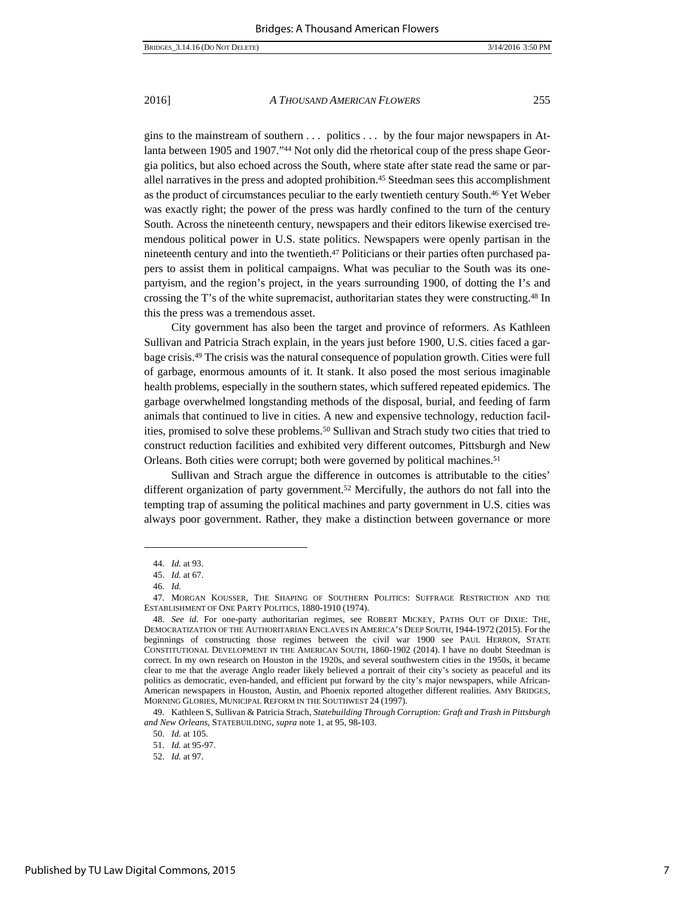gins to the mainstream of southern . . . politics . . . by the four major newspapers in Atlanta between 1905 and 1907."[44] Not only did the rhetorical coup of the press shape Georgia politics, but also echoed across the South, where state after state read the same or parallel narratives in the press and adopted prohibition.[45] Steedman sees this accomplishment as the product of circumstances peculiar to the early twentieth century South.[46] Yet Weber was exactly right; the power of the press was hardly confined to the turn of the century South. Across the nineteenth century, newspapers and their editors likewise exercised tremendous political power in U.S. state politics. Newspapers were openly partisan in the nineteenth century and into the twentieth.[47] Politicians or their parties often purchased papers to assist them in political campaigns. What was peculiar to the South was its one-partyism, and the region's project, in the years surrounding 1900, of dotting the I's and crossing the T's of the white supremacist, authoritarian states they were constructing.[48] In this the press was a tremendous asset.

City government has also been the target and province of reformers. As Kathleen Sullivan and Patricia Strach explain, in the years just before 1900, U.S. cities faced a garbage crisis.[49] The crisis was the natural consequence of population growth. Cities were full of garbage, enormous amounts of it. It stank. It also posed the most serious imaginable health problems, especially in the southern states, which suffered repeated epidemics. The garbage overwhelmed longstanding methods of the disposal, burial, and feeding of farm animals that continued to live in cities. A new and expensive technology, reduction facilities, promised to solve these problems.[50] Sullivan and Strach study two cities that tried to construct reduction facilities and exhibited very different outcomes, Pittsburgh and New Orleans. Both cities were corrupt; both were governed by political machines.[51]

Sullivan and Strach argue the difference in outcomes is attributable to the cities' different organization of party government.[52] Mercifully, the authors do not fall into the tempting trap of assuming the political machines and party government in U.S. cities was always poor government. Rather, they make a distinction between governance or more

---

44. *Id.* at 93.

45. *Id.* at 67.

46. *Id.*

47. MORGAN KOUSSER, THE SHAPING OF SOUTHERN POLITICS: SUFFRAGE RESTRICTION AND THE ESTABLISHMENT OF ONE PARTY POLITICS, 1880-1910 (1974).

48. *See id.* For one-party authoritarian regimes, see ROBERT MICKEY, PATHS OUT OF DIXIE: THE, DEMOCRATIZATION OF THE AUTHORITARIAN ENCLAVES IN AMERICA'S DEEP SOUTH, 1944-1972 (2015). For the beginnings of constructing those regimes between the civil war 1900 see PAUL HERRON, STATE CONSTITUTIONAL DEVELOPMENT IN THE AMERICAN SOUTH, 1860-1902 (2014). I have no doubt Steedman is correct. In my own research on Houston in the 1920s, and several southwestern cities in the 1950s, it became clear to me that the average Anglo reader likely believed a portrait of their city's society as peaceful and its politics as democratic, even-handed, and efficient put forward by the city's major newspapers, while African-American newspapers in Houston, Austin, and Phoenix reported altogether different realities. AMY BRIDGES, MORNING GLORIES, MUNICIPAL REFORM IN THE SOUTHWEST 24 (1997).

49. Kathleen S, Sullivan & Patricia Strach, *Statebuilding Through Corruption: Graft and Trash in Pittsburgh and New Orleans*, STATEBUILDING, *supra* note 1, at 95, 98-103.

50. *Id.* at 105.

51. *Id.* at 95-97.

52. *Id.* at 97.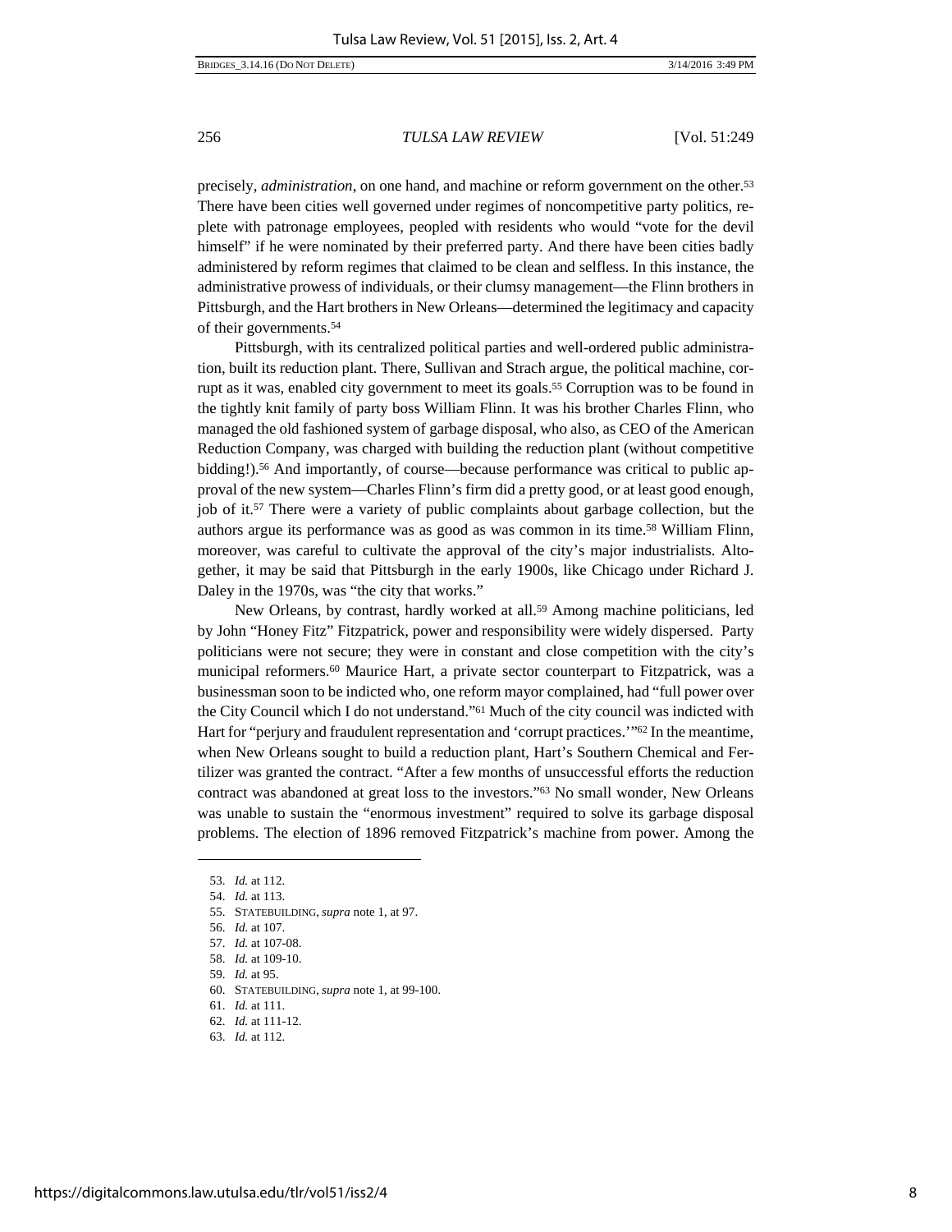precisely, *administration*, on one hand, and machine or reform government on the other.[53] There have been cities well governed under regimes of noncompetitive party politics, replete with patronage employees, peopled with residents who would "vote for the devil himself" if he were nominated by their preferred party. And there have been cities badly administered by reform regimes that claimed to be clean and selfless. In this instance, the administrative prowess of individuals, or their clumsy management—the Flinn brothers in Pittsburgh, and the Hart brothers in New Orleans—determined the legitimacy and capacity of their governments.[54]

Pittsburgh, with its centralized political parties and well-ordered public administration, built its reduction plant. There, Sullivan and Strach argue, the political machine, corrupt as it was, enabled city government to meet its goals.[55] Corruption was to be found in the tightly knit family of party boss William Flinn. It was his brother Charles Flinn, who managed the old fashioned system of garbage disposal, who also, as CEO of the American Reduction Company, was charged with building the reduction plant (without competitive bidding!).[56] And importantly, of course—because performance was critical to public approval of the new system—Charles Flinn's firm did a pretty good, or at least good enough, job of it.[57] There were a variety of public complaints about garbage collection, but the authors argue its performance was as good as was common in its time.[58] William Flinn, moreover, was careful to cultivate the approval of the city's major industrialists. Altogether, it may be said that Pittsburgh in the early 1900s, like Chicago under Richard J. Daley in the 1970s, was "the city that works."

New Orleans, by contrast, hardly worked at all.[59] Among machine politicians, led by John "Honey Fitz" Fitzpatrick, power and responsibility were widely dispersed. Party politicians were not secure; they were in constant and close competition with the city's municipal reformers.[60] Maurice Hart, a private sector counterpart to Fitzpatrick, was a businessman soon to be indicted who, one reform mayor complained, had "full power over the City Council which I do not understand."[61] Much of the city council was indicted with Hart for "perjury and fraudulent representation and 'corrupt practices.'"[62] In the meantime, when New Orleans sought to build a reduction plant, Hart's Southern Chemical and Fertilizer was granted the contract. "After a few months of unsuccessful efforts the reduction contract was abandoned at great loss to the investors."[63] No small wonder, New Orleans was unable to sustain the "enormous investment" required to solve its garbage disposal problems. The election of 1896 removed Fitzpatrick's machine from power. Among the

---

53. *Id.* at 112.
54. *Id.* at 113.
55. STATEBUILDING, *supra* note 1, at 97.
56. *Id.* at 107.
57. *Id.* at 107-08.
58. *Id.* at 109-10.
59. *Id.* at 95.
60. STATEBUILDING, *supra* note 1, at 99-100.
61. *Id.* at 111.
62. *Id.* at 111-12.
63. *Id.* at 112.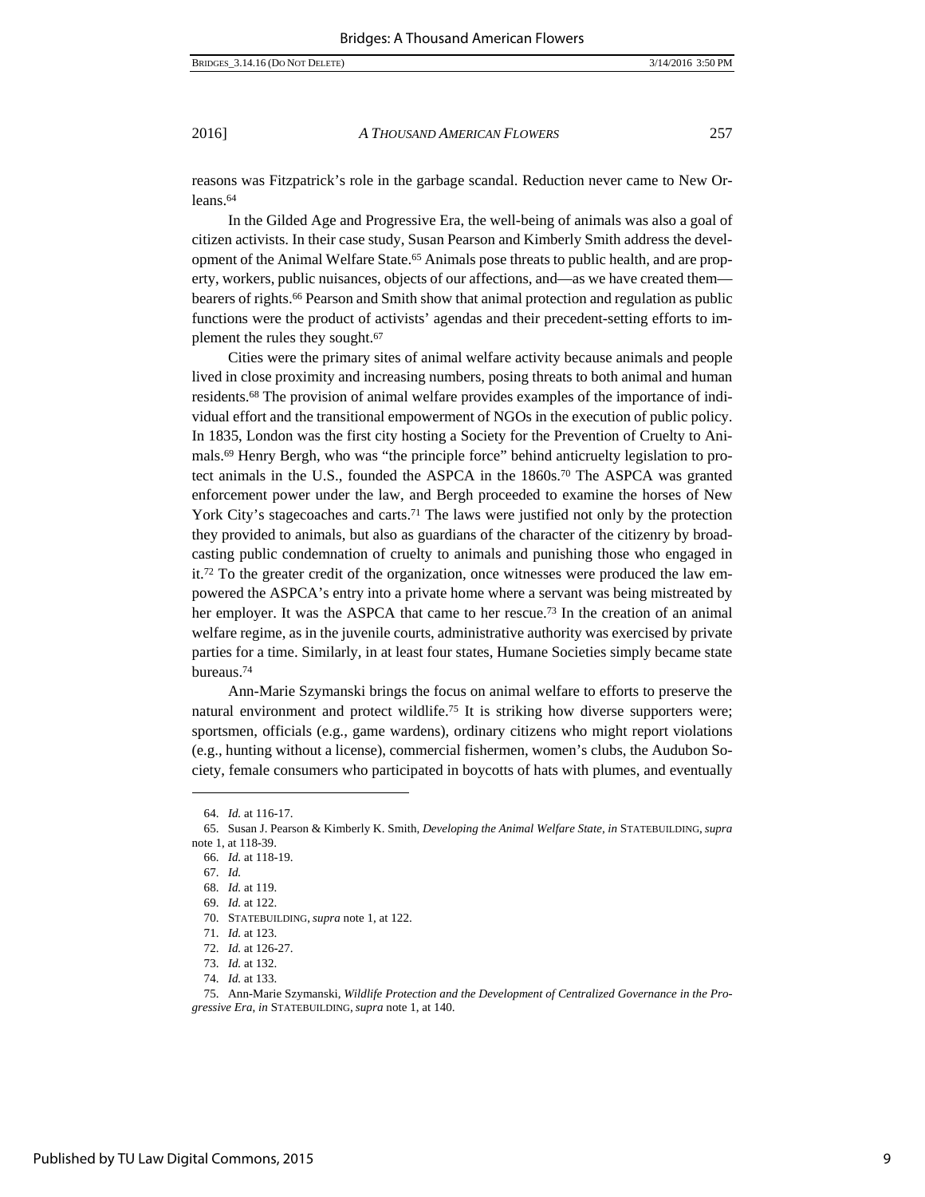reasons was Fitzpatrick's role in the garbage scandal. Reduction never came to New Orleans.[64]

In the Gilded Age and Progressive Era, the well-being of animals was also a goal of citizen activists. In their case study, Susan Pearson and Kimberly Smith address the development of the Animal Welfare State.[65] Animals pose threats to public health, and are property, workers, public nuisances, objects of our affections, and—as we have created them—bearers of rights.[66] Pearson and Smith show that animal protection and regulation as public functions were the product of activists' agendas and their precedent-setting efforts to implement the rules they sought.[67]

Cities were the primary sites of animal welfare activity because animals and people lived in close proximity and increasing numbers, posing threats to both animal and human residents.[68] The provision of animal welfare provides examples of the importance of individual effort and the transitional empowerment of NGOs in the execution of public policy. In 1835, London was the first city hosting a Society for the Prevention of Cruelty to Animals.[69] Henry Bergh, who was "the principle force" behind anticruelty legislation to protect animals in the U.S., founded the ASPCA in the 1860s.[70] The ASPCA was granted enforcement power under the law, and Bergh proceeded to examine the horses of New York City's stagecoaches and carts.[71] The laws were justified not only by the protection they provided to animals, but also as guardians of the character of the citizenry by broadcasting public condemnation of cruelty to animals and punishing those who engaged in it.[72] To the greater credit of the organization, once witnesses were produced the law empowered the ASPCA's entry into a private home where a servant was being mistreated by her employer. It was the ASPCA that came to her rescue.[73] In the creation of an animal welfare regime, as in the juvenile courts, administrative authority was exercised by private parties for a time. Similarly, in at least four states, Humane Societies simply became state bureaus.[74]

Ann-Marie Szymanski brings the focus on animal welfare to efforts to preserve the natural environment and protect wildlife.[75] It is striking how diverse supporters were; sportsmen, officials (e.g., game wardens), ordinary citizens who might report violations (e.g., hunting without a license), commercial fishermen, women's clubs, the Audubon Society, female consumers who participated in boycotts of hats with plumes, and eventually

---

64. *Id.* at 116-17.

65. Susan J. Pearson & Kimberly K. Smith, *Developing the Animal Welfare State*, *in* STATEBUILDING, *supra* note 1, at 118-39.

66. *Id.* at 118-19.

67. *Id.*

68. *Id.* at 119.

69. *Id.* at 122.

70. STATEBUILDING, *supra* note 1, at 122.

71. *Id.* at 123.

72. *Id.* at 126-27.

73. *Id.* at 132.

74. *Id.* at 133.

75. Ann-Marie Szymanski, *Wildlife Protection and the Development of Centralized Governance in the Progressive Era*, *in* STATEBUILDING, *supra* note 1, at 140.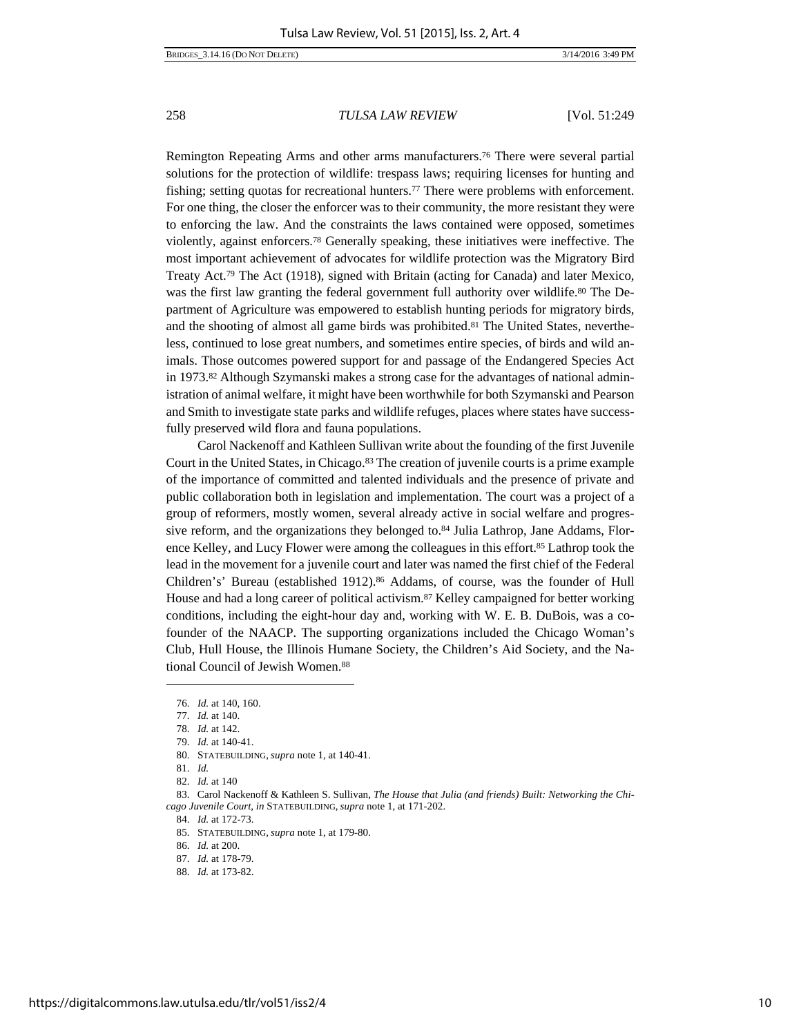Remington Repeating Arms and other arms manufacturers.[76] There were several partial solutions for the protection of wildlife: trespass laws; requiring licenses for hunting and fishing; setting quotas for recreational hunters.[77] There were problems with enforcement. For one thing, the closer the enforcer was to their community, the more resistant they were to enforcing the law. And the constraints the laws contained were opposed, sometimes violently, against enforcers.[78] Generally speaking, these initiatives were ineffective. The most important achievement of advocates for wildlife protection was the Migratory Bird Treaty Act.[79] The Act (1918), signed with Britain (acting for Canada) and later Mexico, was the first law granting the federal government full authority over wildlife.[80] The Department of Agriculture was empowered to establish hunting periods for migratory birds, and the shooting of almost all game birds was prohibited.[81] The United States, nevertheless, continued to lose great numbers, and sometimes entire species, of birds and wild animals. Those outcomes powered support for and passage of the Endangered Species Act in 1973.[82] Although Szymanski makes a strong case for the advantages of national administration of animal welfare, it might have been worthwhile for both Szymanski and Pearson and Smith to investigate state parks and wildlife refuges, places where states have successfully preserved wild flora and fauna populations.

Carol Nackenoff and Kathleen Sullivan write about the founding of the first Juvenile Court in the United States, in Chicago.[83] The creation of juvenile courts is a prime example of the importance of committed and talented individuals and the presence of private and public collaboration both in legislation and implementation. The court was a project of a group of reformers, mostly women, several already active in social welfare and progressive reform, and the organizations they belonged to.[84] Julia Lathrop, Jane Addams, Florence Kelley, and Lucy Flower were among the colleagues in this effort.[85] Lathrop took the lead in the movement for a juvenile court and later was named the first chief of the Federal Children's' Bureau (established 1912).[86] Addams, of course, was the founder of Hull House and had a long career of political activism.[87] Kelley campaigned for better working conditions, including the eight-hour day and, working with W. E. B. DuBois, was a co-founder of the NAACP. The supporting organizations included the Chicago Woman's Club, Hull House, the Illinois Humane Society, the Children's Aid Society, and the National Council of Jewish Women.[88]

---

76. *Id.* at 140, 160.
77. *Id.* at 140.
78. *Id.* at 142.
79. *Id.* at 140-41.
80. STATEBUILDING, *supra* note 1, at 140-41.
81. *Id.*
82. *Id.* at 140
83. Carol Nackenoff & Kathleen S. Sullivan, *The House that Julia (and friends) Built: Networking the Chicago Juvenile Court*, *in* STATEBUILDING, *supra* note 1, at 171-202.
84. *Id.* at 172-73.
85. STATEBUILDING, *supra* note 1, at 179-80.
86. *Id.* at 200.
87. *Id.* at 178-79.
88. *Id.* at 173-82.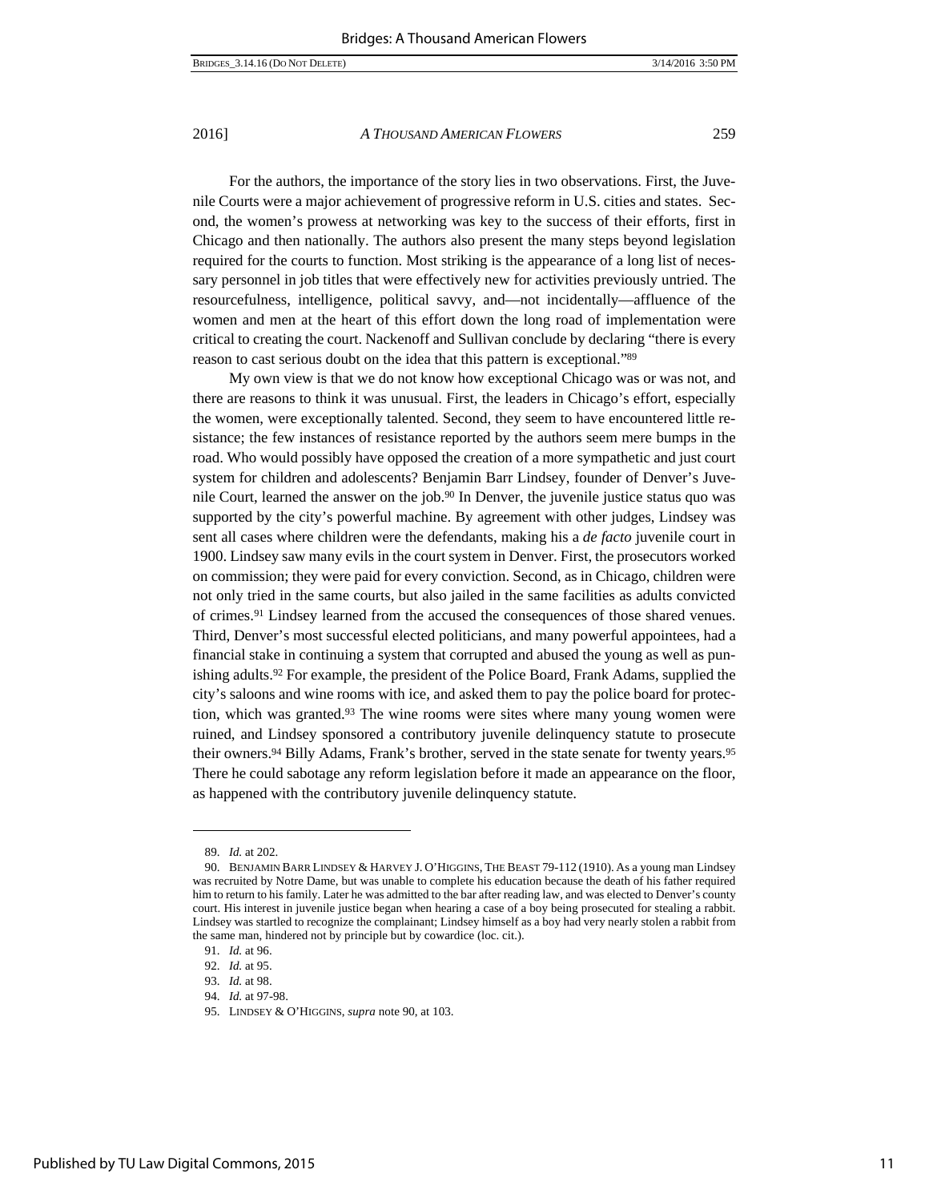For the authors, the importance of the story lies in two observations. First, the Juvenile Courts were a major achievement of progressive reform in U.S. cities and states. Second, the women's prowess at networking was key to the success of their efforts, first in Chicago and then nationally. The authors also present the many steps beyond legislation required for the courts to function. Most striking is the appearance of a long list of necessary personnel in job titles that were effectively new for activities previously untried. The resourcefulness, intelligence, political savvy, and—not incidentally—affluence of the women and men at the heart of this effort down the long road of implementation were critical to creating the court. Nackenoff and Sullivan conclude by declaring "there is every reason to cast serious doubt on the idea that this pattern is exceptional."[89]

My own view is that we do not know how exceptional Chicago was or was not, and there are reasons to think it was unusual. First, the leaders in Chicago's effort, especially the women, were exceptionally talented. Second, they seem to have encountered little resistance; the few instances of resistance reported by the authors seem mere bumps in the road. Who would possibly have opposed the creation of a more sympathetic and just court system for children and adolescents? Benjamin Barr Lindsey, founder of Denver's Juvenile Court, learned the answer on the job.[90] In Denver, the juvenile justice status quo was supported by the city's powerful machine. By agreement with other judges, Lindsey was sent all cases where children were the defendants, making his a *de facto* juvenile court in 1900. Lindsey saw many evils in the court system in Denver. First, the prosecutors worked on commission; they were paid for every conviction. Second, as in Chicago, children were not only tried in the same courts, but also jailed in the same facilities as adults convicted of crimes.[91] Lindsey learned from the accused the consequences of those shared venues. Third, Denver's most successful elected politicians, and many powerful appointees, had a financial stake in continuing a system that corrupted and abused the young as well as punishing adults.[92] For example, the president of the Police Board, Frank Adams, supplied the city's saloons and wine rooms with ice, and asked them to pay the police board for protection, which was granted.[93] The wine rooms were sites where many young women were ruined, and Lindsey sponsored a contributory juvenile delinquency statute to prosecute their owners.[94] Billy Adams, Frank's brother, served in the state senate for twenty years.[95] There he could sabotage any reform legislation before it made an appearance on the floor, as happened with the contributory juvenile delinquency statute.

---

89. *Id.* at 202.

90. BENJAMIN BARR LINDSEY & HARVEY J. O'HIGGINS, THE BEAST 79-112 (1910). As a young man Lindsey was recruited by Notre Dame, but was unable to complete his education because the death of his father required him to return to his family. Later he was admitted to the bar after reading law, and was elected to Denver's county court. His interest in juvenile justice began when hearing a case of a boy being prosecuted for stealing a rabbit. Lindsey was startled to recognize the complainant; Lindsey himself as a boy had very nearly stolen a rabbit from the same man, hindered not by principle but by cowardice (loc. cit.).

91. *Id.* at 96.

92. *Id.* at 95.

93. *Id.* at 98.

94. *Id.* at 97-98.

95. LINDSEY & O'HIGGINS, *supra* note 90, at 103.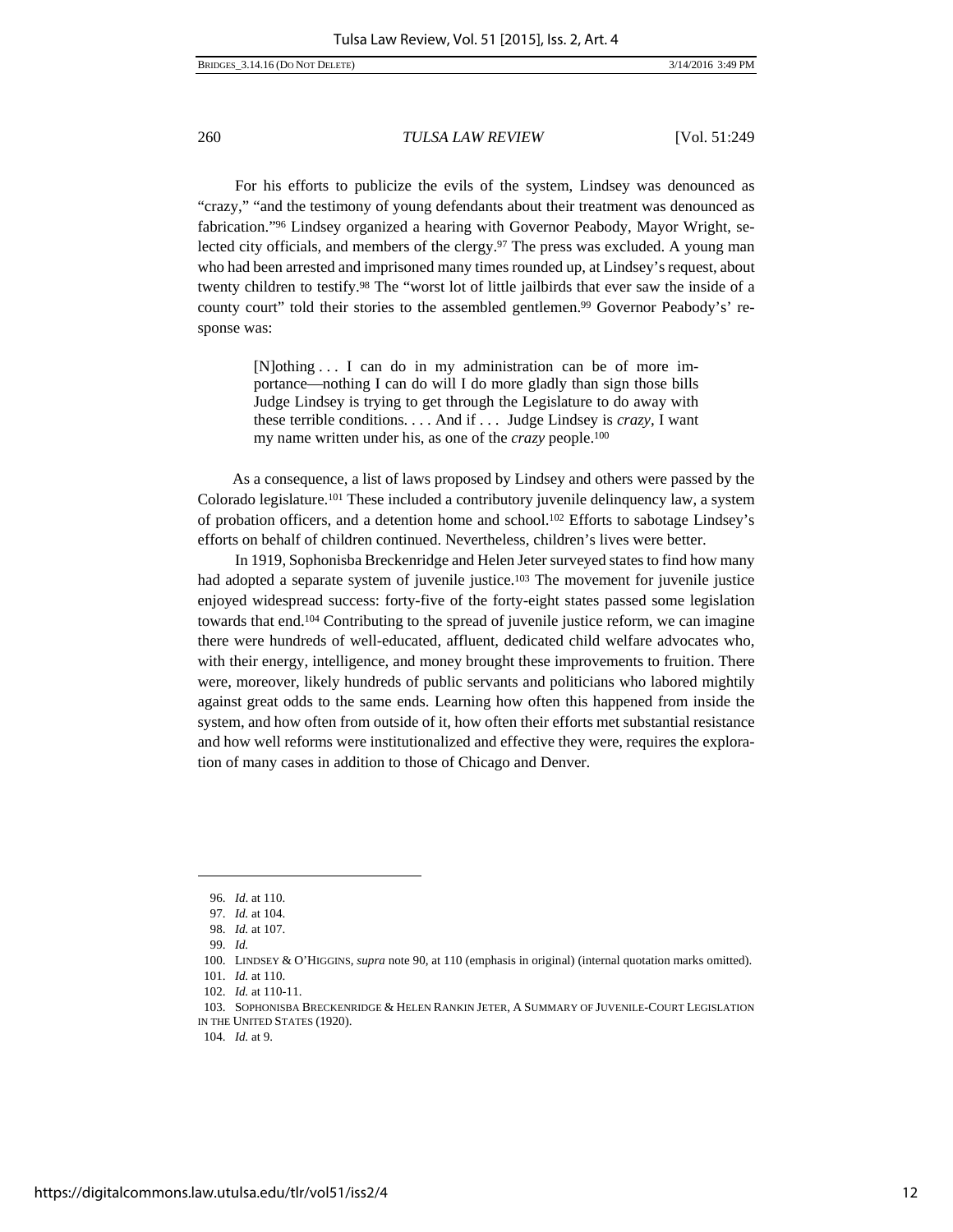For his efforts to publicize the evils of the system, Lindsey was denounced as "crazy," "and the testimony of young defendants about their treatment was denounced as fabrication."[96] Lindsey organized a hearing with Governor Peabody, Mayor Wright, selected city officials, and members of the clergy.[97] The press was excluded. A young man who had been arrested and imprisoned many times rounded up, at Lindsey's request, about twenty children to testify.[98] The "worst lot of little jailbirds that ever saw the inside of a county court" told their stories to the assembled gentlemen.[99] Governor Peabody's' response was:

> [N]othing . . . I can do in my administration can be of more importance—nothing I can do will I do more gladly than sign those bills Judge Lindsey is trying to get through the Legislature to do away with these terrible conditions. . . . And if . . . Judge Lindsey is *crazy*, I want my name written under his, as one of the *crazy* people.[100]

As a consequence, a list of laws proposed by Lindsey and others were passed by the Colorado legislature.[101] These included a contributory juvenile delinquency law, a system of probation officers, and a detention home and school.[102] Efforts to sabotage Lindsey's efforts on behalf of children continued. Nevertheless, children's lives were better.

In 1919, Sophonisba Breckenridge and Helen Jeter surveyed states to find how many had adopted a separate system of juvenile justice.[103] The movement for juvenile justice enjoyed widespread success: forty-five of the forty-eight states passed some legislation towards that end.[104] Contributing to the spread of juvenile justice reform, we can imagine there were hundreds of well-educated, affluent, dedicated child welfare advocates who, with their energy, intelligence, and money brought these improvements to fruition. There were, moreover, likely hundreds of public servants and politicians who labored mightily against great odds to the same ends. Learning how often this happened from inside the system, and how often from outside of it, how often their efforts met substantial resistance and how well reforms were institutionalized and effective they were, requires the exploration of many cases in addition to those of Chicago and Denver.

---

96. *Id.* at 110.
97. *Id.* at 104.
98. *Id.* at 107.
99. *Id.*
100. LINDSEY & O'HIGGINS, *supra* note 90, at 110 (emphasis in original) (internal quotation marks omitted).
101. *Id.* at 110.
102. *Id.* at 110-11.
103. SOPHONISBA BRECKENRIDGE & HELEN RANKIN JETER, A SUMMARY OF JUVENILE-COURT LEGISLATION IN THE UNITED STATES (1920).
104. *Id.* at 9.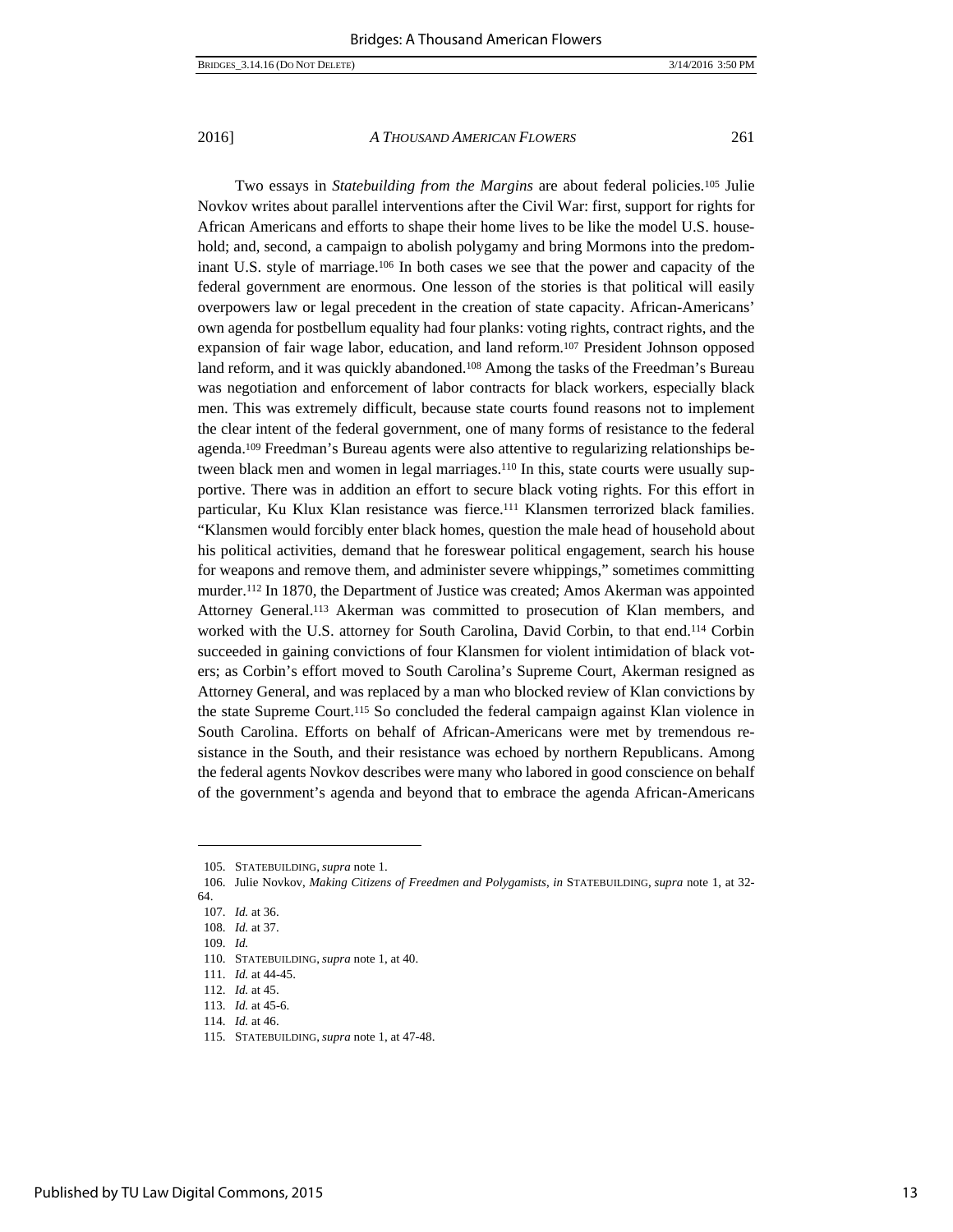Two essays in *Statebuilding from the Margins* are about federal policies.[105] Julie Novkov writes about parallel interventions after the Civil War: first, support for rights for African Americans and efforts to shape their home lives to be like the model U.S. household; and, second, a campaign to abolish polygamy and bring Mormons into the predominant U.S. style of marriage.[106] In both cases we see that the power and capacity of the federal government are enormous. One lesson of the stories is that political will easily overpowers law or legal precedent in the creation of state capacity. African-Americans' own agenda for postbellum equality had four planks: voting rights, contract rights, and the expansion of fair wage labor, education, and land reform.[107] President Johnson opposed land reform, and it was quickly abandoned.[108] Among the tasks of the Freedman's Bureau was negotiation and enforcement of labor contracts for black workers, especially black men. This was extremely difficult, because state courts found reasons not to implement the clear intent of the federal government, one of many forms of resistance to the federal agenda.[109] Freedman's Bureau agents were also attentive to regularizing relationships between black men and women in legal marriages.[110] In this, state courts were usually supportive. There was in addition an effort to secure black voting rights. For this effort in particular, Ku Klux Klan resistance was fierce.[111] Klansmen terrorized black families. "Klansmen would forcibly enter black homes, question the male head of household about his political activities, demand that he foreswear political engagement, search his house for weapons and remove them, and administer severe whippings," sometimes committing murder.[112] In 1870, the Department of Justice was created; Amos Akerman was appointed Attorney General.[113] Akerman was committed to prosecution of Klan members, and worked with the U.S. attorney for South Carolina, David Corbin, to that end.[114] Corbin succeeded in gaining convictions of four Klansmen for violent intimidation of black voters; as Corbin's effort moved to South Carolina's Supreme Court, Akerman resigned as Attorney General, and was replaced by a man who blocked review of Klan convictions by the state Supreme Court.[115] So concluded the federal campaign against Klan violence in South Carolina. Efforts on behalf of African-Americans were met by tremendous resistance in the South, and their resistance was echoed by northern Republicans. Among the federal agents Novkov describes were many who labored in good conscience on behalf of the government's agenda and beyond that to embrace the agenda African-Americans

---

105. STATEBUILDING, *supra* note 1.

106. Julie Novkov, *Making Citizens of Freedmen and Polygamists*, *in* STATEBUILDING, *supra* note 1, at 32-64.

107. *Id.* at 36.

108. *Id.* at 37.

109. *Id.*

110. STATEBUILDING, *supra* note 1, at 40.

111. *Id.* at 44-45.

112. *Id.* at 45.

113. *Id.* at 45-6.

114. *Id.* at 46.

115. STATEBUILDING, *supra* note 1, at 47-48.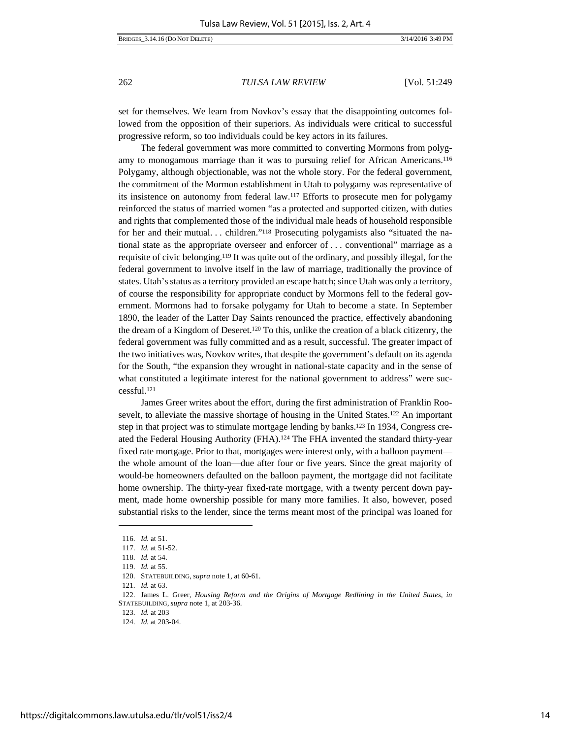set for themselves. We learn from Novkov's essay that the disappointing outcomes followed from the opposition of their superiors. As individuals were critical to successful progressive reform, so too individuals could be key actors in its failures.

The federal government was more committed to converting Mormons from polygamy to monogamous marriage than it was to pursuing relief for African Americans.[116] Polygamy, although objectionable, was not the whole story. For the federal government, the commitment of the Mormon establishment in Utah to polygamy was representative of its insistence on autonomy from federal law.[117] Efforts to prosecute men for polygamy reinforced the status of married women "as a protected and supported citizen, with duties and rights that complemented those of the individual male heads of household responsible for her and their mutual. . . children."[118] Prosecuting polygamists also "situated the national state as the appropriate overseer and enforcer of . . . conventional" marriage as a requisite of civic belonging.[119] It was quite out of the ordinary, and possibly illegal, for the federal government to involve itself in the law of marriage, traditionally the province of states. Utah's status as a territory provided an escape hatch; since Utah was only a territory, of course the responsibility for appropriate conduct by Mormons fell to the federal government. Mormons had to forsake polygamy for Utah to become a state. In September 1890, the leader of the Latter Day Saints renounced the practice, effectively abandoning the dream of a Kingdom of Deseret.[120] To this, unlike the creation of a black citizenry, the federal government was fully committed and as a result, successful. The greater impact of the two initiatives was, Novkov writes, that despite the government's default on its agenda for the South, "the expansion they wrought in national-state capacity and in the sense of what constituted a legitimate interest for the national government to address" were successful.[121]

James Greer writes about the effort, during the first administration of Franklin Roosevelt, to alleviate the massive shortage of housing in the United States.[122] An important step in that project was to stimulate mortgage lending by banks.[123] In 1934, Congress created the Federal Housing Authority (FHA).[124] The FHA invented the standard thirty-year fixed rate mortgage. Prior to that, mortgages were interest only, with a balloon payment—the whole amount of the loan—due after four or five years. Since the great majority of would-be homeowners defaulted on the balloon payment, the mortgage did not facilitate home ownership. The thirty-year fixed-rate mortgage, with a twenty percent down payment, made home ownership possible for many more families. It also, however, posed substantial risks to the lender, since the terms meant most of the principal was loaned for

---

116. *Id.* at 51.

117. *Id.* at 51-52.

118. *Id.* at 54.

119. *Id.* at 55.

120. STATEBUILDING, *supra* note 1, at 60-61.

121. *Id.* at 63.

122. James L. Greer, *Housing Reform and the Origins of Mortgage Redlining in the United States*, *in* STATEBUILDING, *supra* note 1, at 203-36.

123. *Id.* at 203

124. *Id.* at 203-04.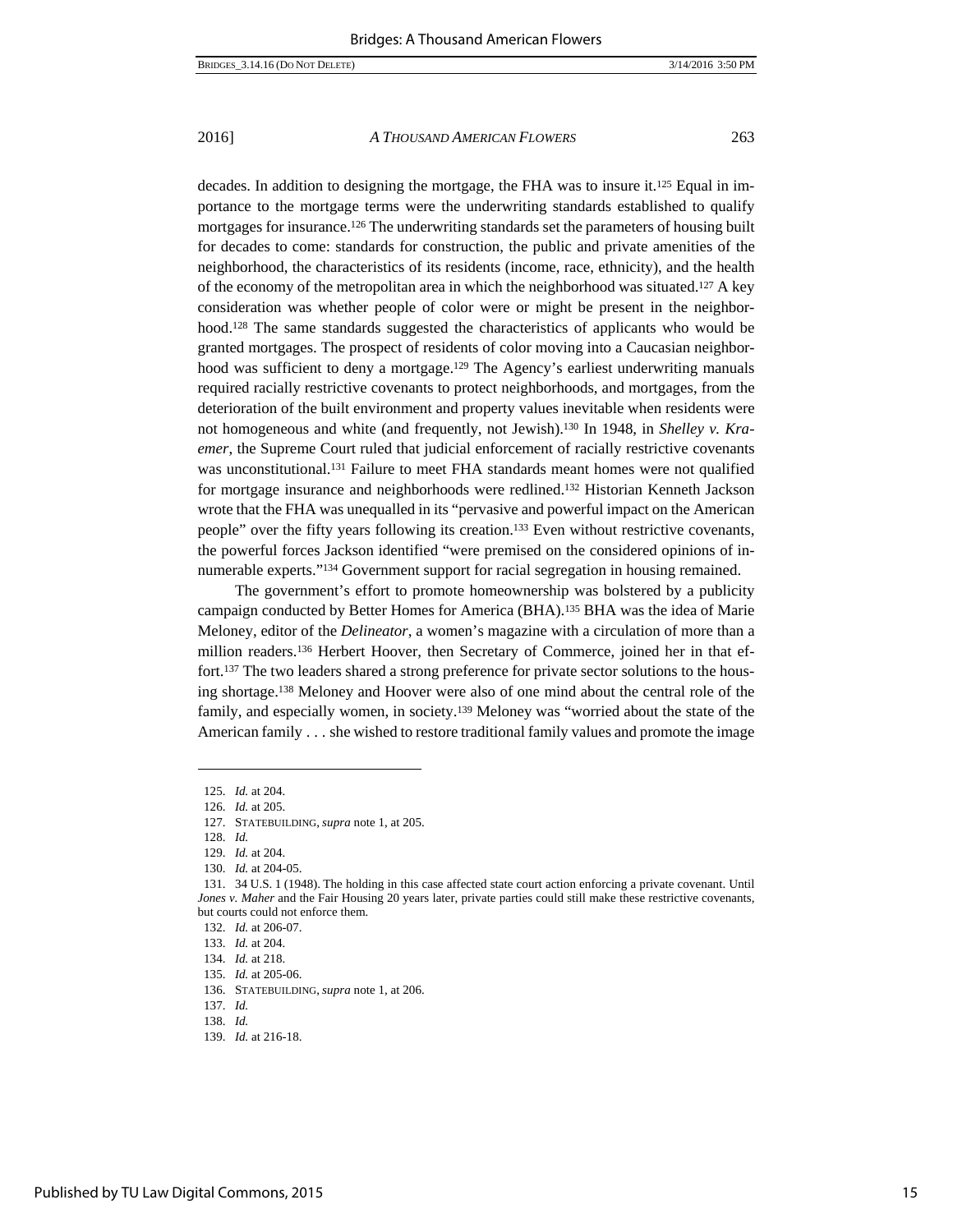decades. In addition to designing the mortgage, the FHA was to insure it.[125] Equal in importance to the mortgage terms were the underwriting standards established to qualify mortgages for insurance.[126] The underwriting standards set the parameters of housing built for decades to come: standards for construction, the public and private amenities of the neighborhood, the characteristics of its residents (income, race, ethnicity), and the health of the economy of the metropolitan area in which the neighborhood was situated.[127] A key consideration was whether people of color were or might be present in the neighborhood.[128] The same standards suggested the characteristics of applicants who would be granted mortgages. The prospect of residents of color moving into a Caucasian neighborhood was sufficient to deny a mortgage.[129] The Agency's earliest underwriting manuals required racially restrictive covenants to protect neighborhoods, and mortgages, from the deterioration of the built environment and property values inevitable when residents were not homogeneous and white (and frequently, not Jewish).[130] In 1948, in *Shelley v. Kraemer*, the Supreme Court ruled that judicial enforcement of racially restrictive covenants was unconstitutional.[131] Failure to meet FHA standards meant homes were not qualified for mortgage insurance and neighborhoods were redlined.[132] Historian Kenneth Jackson wrote that the FHA was unequalled in its "pervasive and powerful impact on the American people" over the fifty years following its creation.[133] Even without restrictive covenants, the powerful forces Jackson identified "were premised on the considered opinions of innumerable experts."[134] Government support for racial segregation in housing remained.

The government's effort to promote homeownership was bolstered by a publicity campaign conducted by Better Homes for America (BHA).[135] BHA was the idea of Marie Meloney, editor of the *Delineator*, a women's magazine with a circulation of more than a million readers.[136] Herbert Hoover, then Secretary of Commerce, joined her in that effort.[137] The two leaders shared a strong preference for private sector solutions to the housing shortage.[138] Meloney and Hoover were also of one mind about the central role of the family, and especially women, in society.[139] Meloney was "worried about the state of the American family . . . she wished to restore traditional family values and promote the image

---

125. *Id.* at 204.

126. *Id.* at 205.

127. STATEBUILDING, *supra* note 1, at 205.

128. *Id.*

129. *Id.* at 204.

130. *Id.* at 204-05.

131. 34 U.S. 1 (1948). The holding in this case affected state court action enforcing a private covenant. Until *Jones v. Maher* and the Fair Housing 20 years later, private parties could still make these restrictive covenants, but courts could not enforce them.

132. *Id.* at 206-07.

133. *Id.* at 204.

134. *Id.* at 218.

135. *Id.* at 205-06.

136. STATEBUILDING, *supra* note 1, at 206.

137. *Id.*

138. *Id.*

139. *Id.* at 216-18.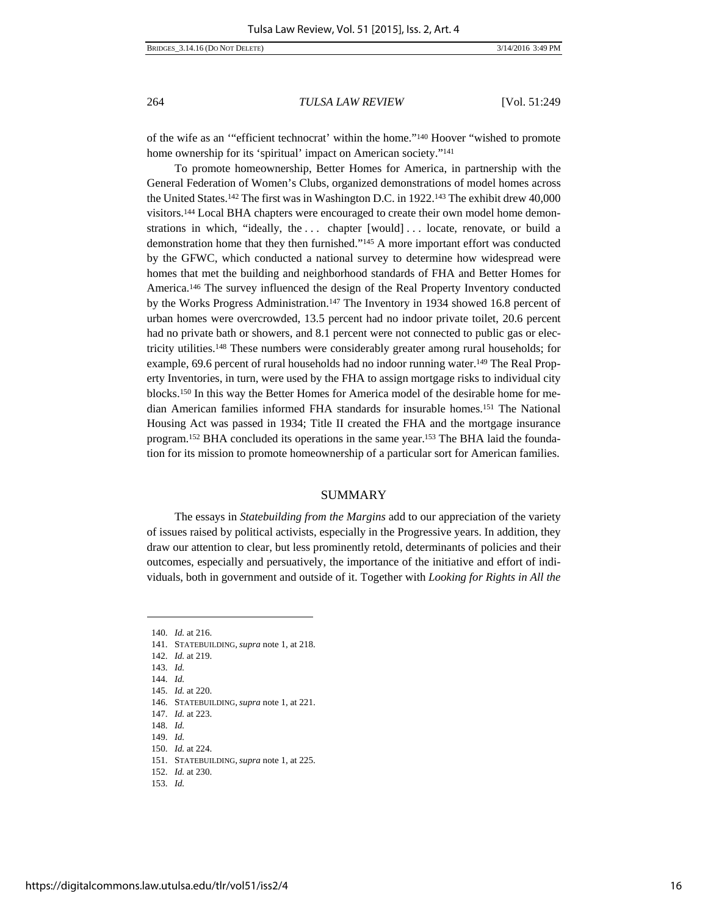of the wife as an '"efficient technocrat' within the home."[140] Hoover "wished to promote home ownership for its 'spiritual' impact on American society."[141]

To promote homeownership, Better Homes for America, in partnership with the General Federation of Women's Clubs, organized demonstrations of model homes across the United States.[142] The first was in Washington D.C. in 1922.[143] The exhibit drew 40,000 visitors.[144] Local BHA chapters were encouraged to create their own model home demonstrations in which, "ideally, the . . . chapter [would] . . . locate, renovate, or build a demonstration home that they then furnished."[145] A more important effort was conducted by the GFWC, which conducted a national survey to determine how widespread were homes that met the building and neighborhood standards of FHA and Better Homes for America.[146] The survey influenced the design of the Real Property Inventory conducted by the Works Progress Administration.[147] The Inventory in 1934 showed 16.8 percent of urban homes were overcrowded, 13.5 percent had no indoor private toilet, 20.6 percent had no private bath or showers, and 8.1 percent were not connected to public gas or electricity utilities.[148] These numbers were considerably greater among rural households; for example, 69.6 percent of rural households had no indoor running water.[149] The Real Property Inventories, in turn, were used by the FHA to assign mortgage risks to individual city blocks.[150] In this way the Better Homes for America model of the desirable home for median American families informed FHA standards for insurable homes.[151] The National Housing Act was passed in 1934; Title II created the FHA and the mortgage insurance program.[152] BHA concluded its operations in the same year.[153] The BHA laid the foundation for its mission to promote homeownership of a particular sort for American families.

## SUMMARY

The essays in *Statebuilding from the Margins* add to our appreciation of the variety of issues raised by political activists, especially in the Progressive years. In addition, they draw our attention to clear, but less prominently retold, determinants of policies and their outcomes, especially and persuasively, the importance of the initiative and effort of individuals, both in government and outside of it. Together with *Looking for Rights in All the*

---

140. *Id.* at 216.
141. STATEBUILDING, *supra* note 1, at 218.
142. *Id.* at 219.
143. *Id.*
144. *Id.*
145. *Id.* at 220.
146. STATEBUILDING, *supra* note 1, at 221.
147. *Id.* at 223.
148. *Id.*
149. *Id.*
150. *Id.* at 224.
151. STATEBUILDING, *supra* note 1, at 225.
152. *Id.* at 230.
153. *Id.*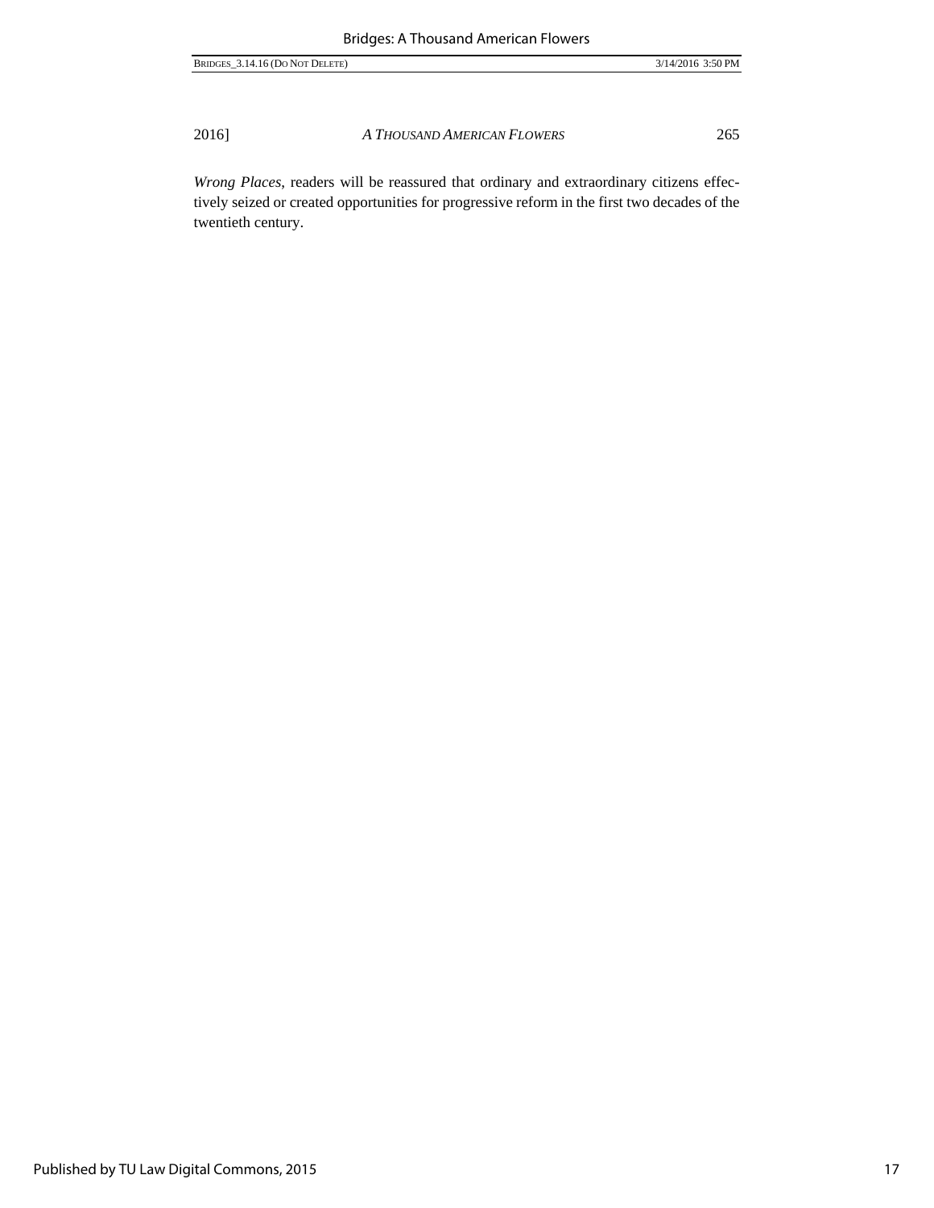*Wrong Places*, readers will be reassured that ordinary and extraordinary citizens effectively seized or created opportunities for progressive reform in the first two decades of the twentieth century.